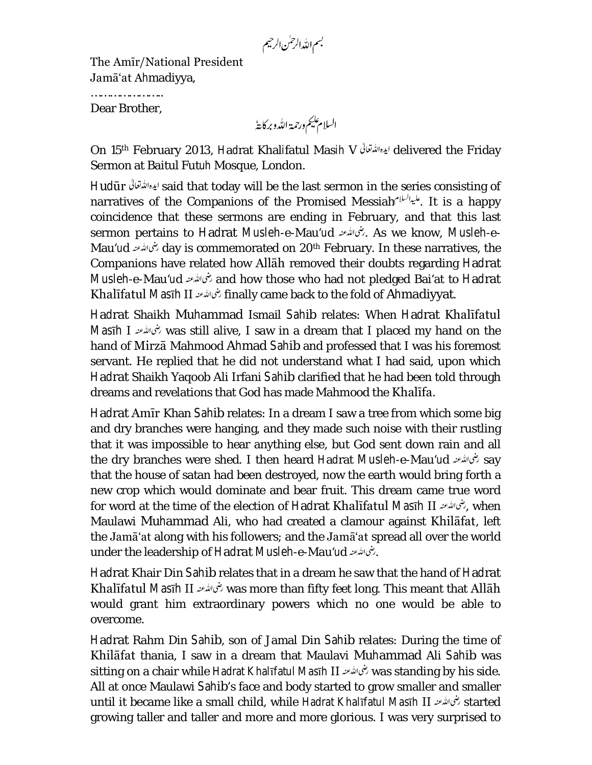بسم اللہ الرحمٰن الرحیم

The Amīr/National President
Jamā'at Ahmadiyya,

…………………

Dear Brother,

السلام علیکم ورحمۃ اللہ وبرکاتہٗ

On 15th February 2013, Hadrat Khalifatul Masih V ایدہ اللہ تعالیٰ delivered the Friday Sermon at Baitul Futuh Mosque, London.

Hudūr ایدہ اللہ تعالیٰ said that today will be the last sermon in the series consisting of narratives of the Companions of the Promised Messiah علیہ السلام. It is a happy coincidence that these sermons are ending in February, and that this last sermon pertains to Hadrat Musleh-e-Mau'ud رضی اللہ عنہ. As we know, Musleh-e-Mau'ud رضی اللہ عنہ day is commemorated on 20th February. In these narratives, the Companions have related how Allāh removed their doubts regarding Hadrat Musleh-e-Mau'ud رضی اللہ عنہ and how those who had not pledged Bai'at to Hadrat Khalīfatul Masīh II رضی اللہ عنہ finally came back to the fold of Ahmadiyyat.

Hadrat Shaikh Muhammad Ismail Sahib relates: When Hadrat Khalīfatul Masīh I رضی اللہ عنہ was still alive, I saw in a dream that I placed my hand on the hand of Mirzā Mahmood Ahmad Sahib and professed that I was his foremost servant. He replied that he did not understand what I had said, upon which Hadrat Shaikh Yaqoob Ali Irfani Sahib clarified that he had been told through dreams and revelations that God has made Mahmood the Khalīfa.

Hadrat Amīr Khan Sahib relates: In a dream I saw a tree from which some big and dry branches were hanging, and they made such noise with their rustling that it was impossible to hear anything else, but God sent down rain and all the dry branches were shed. I then heard Hadrat Musleh-e-Mau'ud رضی اللہ عنہ say that the house of satan had been destroyed, now the earth would bring forth a new crop which would dominate and bear fruit. This dream came true word for word at the time of the election of Hadrat Khalīfatul Masīh II رضی اللہ عنہ, when Maulawi Muhammad Ali, who had created a clamour against Khilāfat, left the Jamā'at along with his followers; and the Jamā'at spread all over the world under the leadership of Hadrat Musleh-e-Mau'ud رضی اللہ عنہ.

Hadrat Khair Din Sahib relates that in a dream he saw that the hand of Hadrat Khalīfatul Masīh II رضی اللہ عنہ was more than fifty feet long. This meant that Allāh would grant him extraordinary powers which no one would be able to overcome.

Hadrat Rahm Din Sahib, son of Jamal Din Sahib relates: During the time of Khilāfat thania, I saw in a dream that Maulavi Muhammad Ali Sahib was sitting on a chair while Hadrat Khalīfatul Masīh II رضی اللہ عنہ was standing by his side. All at once Maulawi Sahib's face and body started to grow smaller and smaller until it became like a small child, while Hadrat Khalīfatul Masīh II رضی اللہ عنہ started growing taller and taller and more and more glorious. I was very surprised to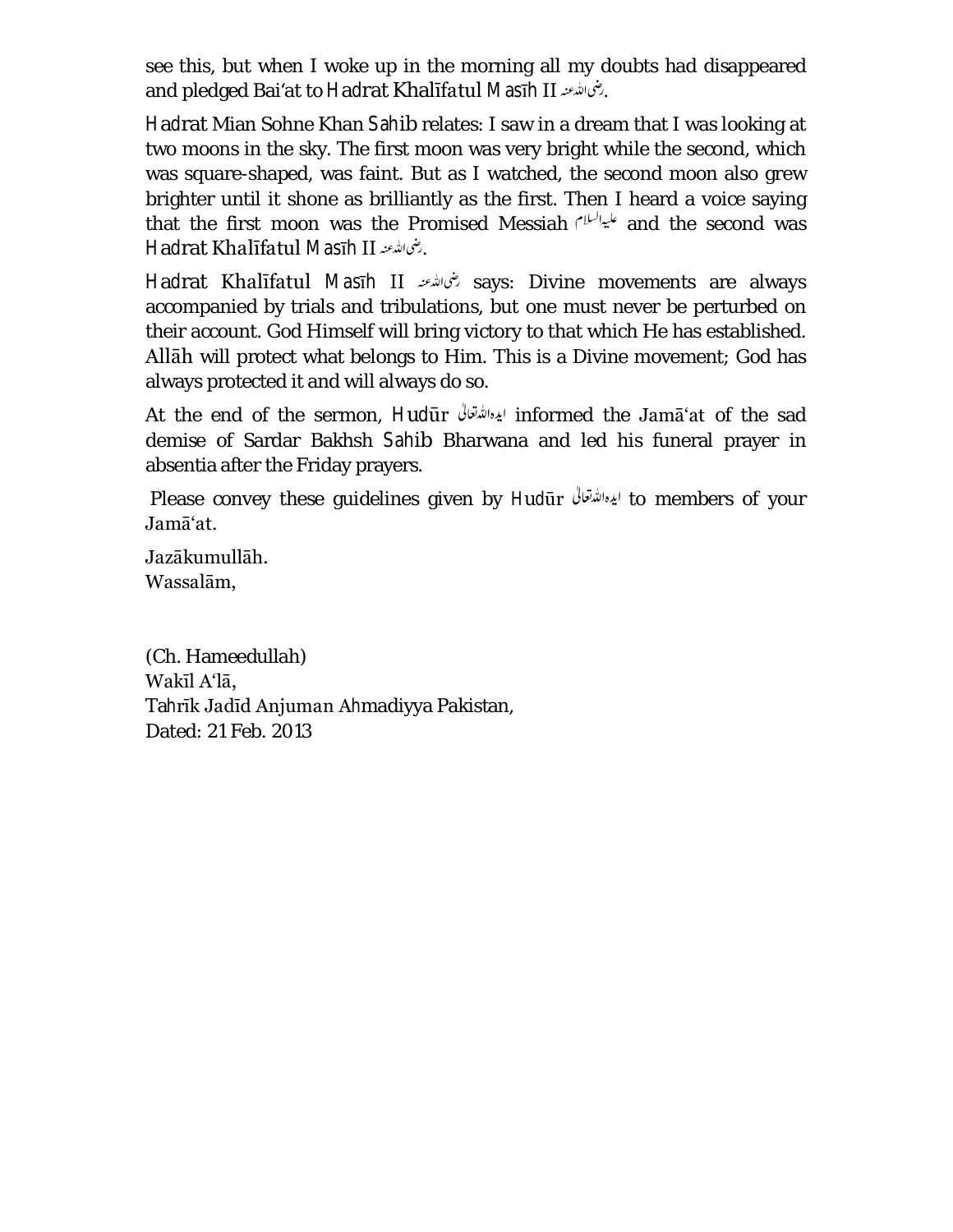see this, but when I woke up in the morning all my doubts had disappeared and pledged Bai'at to Hadrat Khalīfatul Masīh II رضی اللہ عنہ.

Hadrat Mian Sohne Khan Sahib relates: I saw in a dream that I was looking at two moons in the sky. The first moon was very bright while the second, which was square-shaped, was faint. But as I watched, the second moon also grew brighter until it shone as brilliantly as the first. Then I heard a voice saying that the first moon was the Promised Messiah علیہ السلام and the second was Hadrat Khalīfatul Masīh II رضی اللہ عنہ.

Hadrat Khalīfatul Masīh II رضی اللہ عنہ says: Divine movements are always accompanied by trials and tribulations, but one must never be perturbed on their account. God Himself will bring victory to that which He has established. Allāh will protect what belongs to Him. This is a Divine movement; God has always protected it and will always do so.

At the end of the sermon, Hudūr ایدہ اللہ تعالی informed the Jamā'at of the sad demise of Sardar Bakhsh Sahib Bharwana and led his funeral prayer in absentia after the Friday prayers.

Please convey these guidelines given by Hudūr ایدہ اللہ تعالی to members of your Jamā'at.

Jazākumullāh.
Wassalām,

(Ch. Hameedullah)
Wakīl A'lā,
Tahrīk Jadīd Anjuman Ahmadiyya Pakistan,
Dated: 21 Feb. 2013